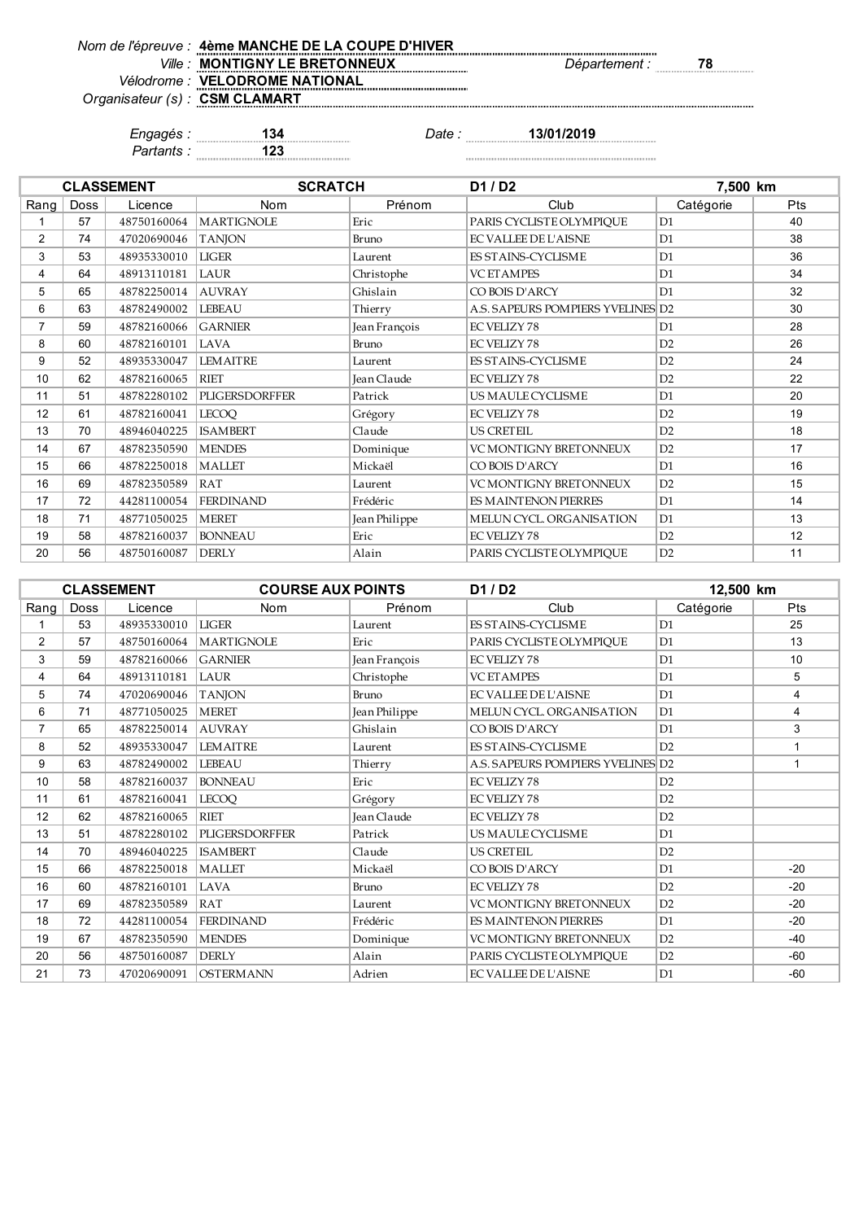Nom de l'épreuve : **4ème MANCHE DE LA COUPE D'HIVER**
Ville : **MONTIGNY LE BRETONNEUX** Département : **78**
Vélodrome : **VELODROME NATIONAL**
Organisateur (s) : **CSM CLAMART**

Engagés : **134** Date : **13/01/2019**
Partants : **123**

| CLASSEMENT | | | SCRATCH | | D1 / D2 | 7,500 km | |
|---|---|---|---|---|---|---|---|
| Rang | Doss | Licence | Nom | Prénom | Club | Catégorie | Pts |
| 1 | 57 | 48750160064 | MARTIGNOLE | Eric | PARIS CYCLISTE OLYMPIQUE | D1 | 40 |
| 2 | 74 | 47020690046 | TANJON | Bruno | EC VALLEE DE L'AISNE | D1 | 38 |
| 3 | 53 | 48935330010 | LIGER | Laurent | ES STAINS-CYCLISME | D1 | 36 |
| 4 | 64 | 48913110181 | LAUR | Christophe | VC ETAMPES | D1 | 34 |
| 5 | 65 | 48782250014 | AUVRAY | Ghislain | CO BOIS D'ARCY | D1 | 32 |
| 6 | 63 | 48782490002 | LEBEAU | Thierry | A.S. SAPEURS POMPIERS YVELINES | D2 | 30 |
| 7 | 59 | 48782160066 | GARNIER | Jean François | EC VELIZY 78 | D1 | 28 |
| 8 | 60 | 48782160101 | LAVA | Bruno | EC VELIZY 78 | D2 | 26 |
| 9 | 52 | 48935330047 | LEMAITRE | Laurent | ES STAINS-CYCLISME | D2 | 24 |
| 10 | 62 | 48782160065 | RIET | Jean Claude | EC VELIZY 78 | D2 | 22 |
| 11 | 51 | 48782280102 | PLIGERSDORFFER | Patrick | US MAULE CYCLISME | D1 | 20 |
| 12 | 61 | 48782160041 | LECOQ | Grégory | EC VELIZY 78 | D2 | 19 |
| 13 | 70 | 48946040225 | ISAMBERT | Claude | US CRETEIL | D2 | 18 |
| 14 | 67 | 48782350590 | MENDES | Dominique | VC MONTIGNY BRETONNEUX | D2 | 17 |
| 15 | 66 | 48782250018 | MALLET | Mickaël | CO BOIS D'ARCY | D1 | 16 |
| 16 | 69 | 48782350589 | RAT | Laurent | VC MONTIGNY BRETONNEUX | D2 | 15 |
| 17 | 72 | 44281100054 | FERDINAND | Frédéric | ES MAINTENON PIERRES | D1 | 14 |
| 18 | 71 | 48771050025 | MERET | Jean Philippe | MELUN CYCL. ORGANISATION | D1 | 13 |
| 19 | 58 | 48782160037 | BONNEAU | Eric | EC VELIZY 78 | D2 | 12 |
| 20 | 56 | 48750160087 | DERLY | Alain | PARIS CYCLISTE OLYMPIQUE | D2 | 11 |

| CLASSEMENT | | | COURSE AUX POINTS | | D1 / D2 | 12,500 km | |
|---|---|---|---|---|---|---|---|
| Rang | Doss | Licence | Nom | Prénom | Club | Catégorie | Pts |
| 1 | 53 | 48935330010 | LIGER | Laurent | ES STAINS-CYCLISME | D1 | 25 |
| 2 | 57 | 48750160064 | MARTIGNOLE | Eric | PARIS CYCLISTE OLYMPIQUE | D1 | 13 |
| 3 | 59 | 48782160066 | GARNIER | Jean François | EC VELIZY 78 | D1 | 10 |
| 4 | 64 | 48913110181 | LAUR | Christophe | VC ETAMPES | D1 | 5 |
| 5 | 74 | 47020690046 | TANJON | Bruno | EC VALLEE DE L'AISNE | D1 | 4 |
| 6 | 71 | 48771050025 | MERET | Jean Philippe | MELUN CYCL. ORGANISATION | D1 | 4 |
| 7 | 65 | 48782250014 | AUVRAY | Ghislain | CO BOIS D'ARCY | D1 | 3 |
| 8 | 52 | 48935330047 | LEMAITRE | Laurent | ES STAINS-CYCLISME | D2 | 1 |
| 9 | 63 | 48782490002 | LEBEAU | Thierry | A.S. SAPEURS POMPIERS YVELINES | D2 | 1 |
| 10 | 58 | 48782160037 | BONNEAU | Eric | EC VELIZY 78 | D2 | |
| 11 | 61 | 48782160041 | LECOQ | Grégory | EC VELIZY 78 | D2 | |
| 12 | 62 | 48782160065 | RIET | Jean Claude | EC VELIZY 78 | D2 | |
| 13 | 51 | 48782280102 | PLIGERSDORFFER | Patrick | US MAULE CYCLISME | D1 | |
| 14 | 70 | 48946040225 | ISAMBERT | Claude | US CRETEIL | D2 | |
| 15 | 66 | 48782250018 | MALLET | Mickaël | CO BOIS D'ARCY | D1 | -20 |
| 16 | 60 | 48782160101 | LAVA | Bruno | EC VELIZY 78 | D2 | -20 |
| 17 | 69 | 48782350589 | RAT | Laurent | VC MONTIGNY BRETONNEUX | D2 | -20 |
| 18 | 72 | 44281100054 | FERDINAND | Frédéric | ES MAINTENON PIERRES | D1 | -20 |
| 19 | 67 | 48782350590 | MENDES | Dominique | VC MONTIGNY BRETONNEUX | D2 | -40 |
| 20 | 56 | 48750160087 | DERLY | Alain | PARIS CYCLISTE OLYMPIQUE | D2 | -60 |
| 21 | 73 | 47020690091 | OSTERMANN | Adrien | EC VALLEE DE L'AISNE | D1 | -60 |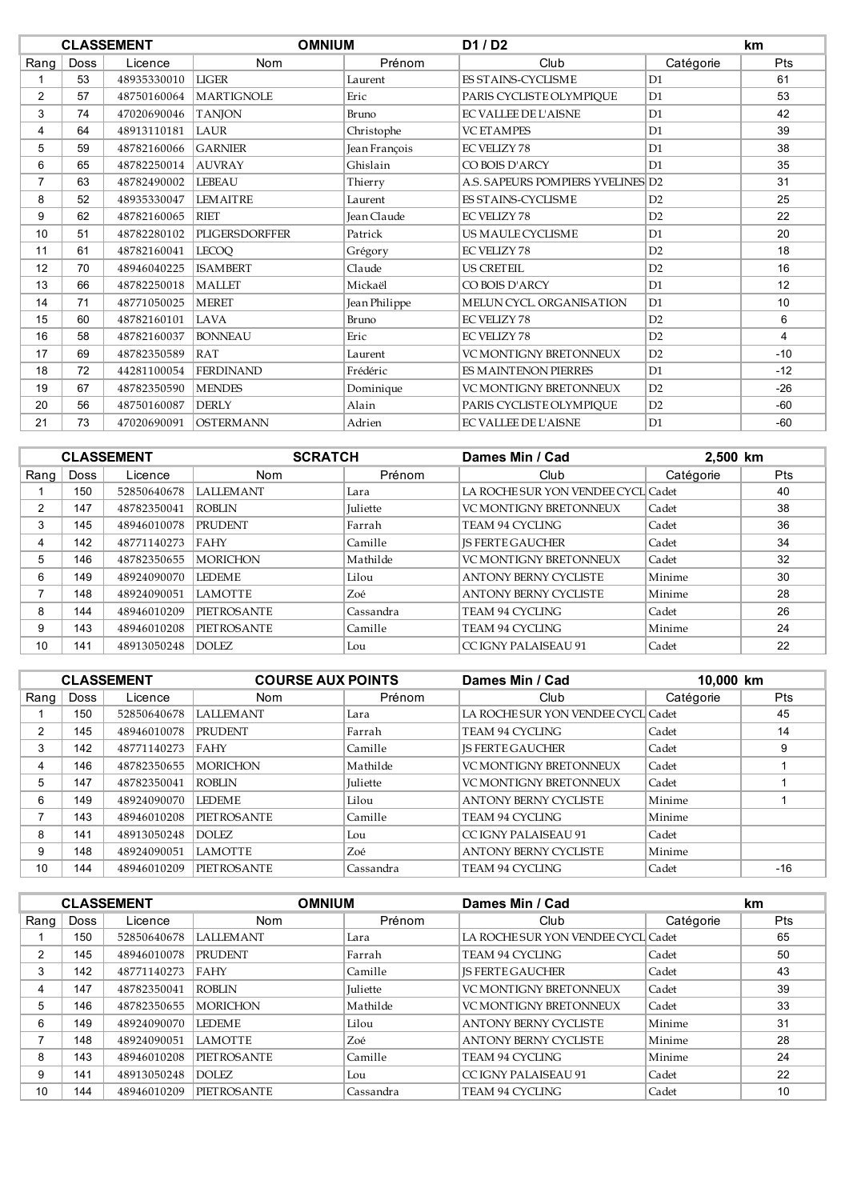| CLASSEMENT | | | OMNIUM | | D1 / D2 | | km |
|---|---|---|---|---|---|---|---|
| Rang | Doss | Licence | Nom | Prénom | Club | Catégorie | Pts |
| 1 | 53 | 48935330010 | LIGER | Laurent | ES STAINS-CYCLISME | D1 | 61 |
| 2 | 57 | 48750160064 | MARTIGNOLE | Eric | PARIS CYCLISTE OLYMPIQUE | D1 | 53 |
| 3 | 74 | 47020690046 | TANJON | Bruno | EC VALLEE DE L'AISNE | D1 | 42 |
| 4 | 64 | 48913110181 | LAUR | Christophe | VC ETAMPES | D1 | 39 |
| 5 | 59 | 48782160066 | GARNIER | Jean François | EC VELIZY 78 | D1 | 38 |
| 6 | 65 | 48782250014 | AUVRAY | Ghislain | CO BOIS D'ARCY | D1 | 35 |
| 7 | 63 | 48782490002 | LEBEAU | Thierry | A.S. SAPEURS POMPIERS YVELINES | D2 | 31 |
| 8 | 52 | 48935330047 | LEMAITRE | Laurent | ES STAINS-CYCLISME | D2 | 25 |
| 9 | 62 | 48782160065 | RIET | Jean Claude | EC VELIZY 78 | D2 | 22 |
| 10 | 51 | 48782280102 | PLIGERSDORFFER | Patrick | US MAULE CYCLISME | D1 | 20 |
| 11 | 61 | 48782160041 | LECOQ | Grégory | EC VELIZY 78 | D2 | 18 |
| 12 | 70 | 48946040225 | ISAMBERT | Claude | US CRETEIL | D2 | 16 |
| 13 | 66 | 48782250018 | MALLET | Mickaël | CO BOIS D'ARCY | D1 | 12 |
| 14 | 71 | 48771050025 | MERET | Jean Philippe | MELUN CYCL. ORGANISATION | D1 | 10 |
| 15 | 60 | 48782160101 | LAVA | Bruno | EC VELIZY 78 | D2 | 6 |
| 16 | 58 | 48782160037 | BONNEAU | Eric | EC VELIZY 78 | D2 | 4 |
| 17 | 69 | 48782350589 | RAT | Laurent | VC MONTIGNY BRETONNEUX | D2 | -10 |
| 18 | 72 | 44281100054 | FERDINAND | Frédéric | ES MAINTENON PIERRES | D1 | -12 |
| 19 | 67 | 48782350590 | MENDES | Dominique | VC MONTIGNY BRETONNEUX | D2 | -26 |
| 20 | 56 | 48750160087 | DERLY | Alain | PARIS CYCLISTE OLYMPIQUE | D2 | -60 |
| 21 | 73 | 47020690091 | OSTERMANN | Adrien | EC VALLEE DE L'AISNE | D1 | -60 |

| CLASSEMENT | | | SCRATCH | | Dames Min / Cad | | 2,500 km |
|---|---|---|---|---|---|---|---|
| Rang | Doss | Licence | Nom | Prénom | Club | Catégorie | Pts |
| 1 | 150 | 52850640678 | LALLEMANT | Lara | LA ROCHE SUR YON VENDEE CYCL | Cadet | 40 |
| 2 | 147 | 48782350041 | ROBLIN | Juliette | VC MONTIGNY BRETONNEUX | Cadet | 38 |
| 3 | 145 | 48946010078 | PRUDENT | Farrah | TEAM 94 CYCLING | Cadet | 36 |
| 4 | 142 | 48771140273 | FAHY | Camille | JS FERTE GAUCHER | Cadet | 34 |
| 5 | 146 | 48782350655 | MORICHON | Mathilde | VC MONTIGNY BRETONNEUX | Cadet | 32 |
| 6 | 149 | 48924090070 | LEDEME | Lilou | ANTONY BERNY CYCLISTE | Minime | 30 |
| 7 | 148 | 48924090051 | LAMOTTE | Zoé | ANTONY BERNY CYCLISTE | Minime | 28 |
| 8 | 144 | 48946010209 | PIETROSANTE | Cassandra | TEAM 94 CYCLING | Cadet | 26 |
| 9 | 143 | 48946010208 | PIETROSANTE | Camille | TEAM 94 CYCLING | Minime | 24 |
| 10 | 141 | 48913050248 | DOLEZ | Lou | CC IGNY PALAISEAU 91 | Cadet | 22 |

| CLASSEMENT | | | COURSE AUX POINTS | | Dames Min / Cad | | 10,000 km |
|---|---|---|---|---|---|---|---|
| Rang | Doss | Licence | Nom | Prénom | Club | Catégorie | Pts |
| 1 | 150 | 52850640678 | LALLEMANT | Lara | LA ROCHE SUR YON VENDEE CYCL | Cadet | 45 |
| 2 | 145 | 48946010078 | PRUDENT | Farrah | TEAM 94 CYCLING | Cadet | 14 |
| 3 | 142 | 48771140273 | FAHY | Camille | JS FERTE GAUCHER | Cadet | 9 |
| 4 | 146 | 48782350655 | MORICHON | Mathilde | VC MONTIGNY BRETONNEUX | Cadet | 1 |
| 5 | 147 | 48782350041 | ROBLIN | Juliette | VC MONTIGNY BRETONNEUX | Cadet | 1 |
| 6 | 149 | 48924090070 | LEDEME | Lilou | ANTONY BERNY CYCLISTE | Minime | 1 |
| 7 | 143 | 48946010208 | PIETROSANTE | Camille | TEAM 94 CYCLING | Minime | |
| 8 | 141 | 48913050248 | DOLEZ | Lou | CC IGNY PALAISEAU 91 | Cadet | |
| 9 | 148 | 48924090051 | LAMOTTE | Zoé | ANTONY BERNY CYCLISTE | Minime | |
| 10 | 144 | 48946010209 | PIETROSANTE | Cassandra | TEAM 94 CYCLING | Cadet | -16 |

| CLASSEMENT | | | OMNIUM | | Dames Min / Cad | | km |
|---|---|---|---|---|---|---|---|
| Rang | Doss | Licence | Nom | Prénom | Club | Catégorie | Pts |
| 1 | 150 | 52850640678 | LALLEMANT | Lara | LA ROCHE SUR YON VENDEE CYCL | Cadet | 65 |
| 2 | 145 | 48946010078 | PRUDENT | Farrah | TEAM 94 CYCLING | Cadet | 50 |
| 3 | 142 | 48771140273 | FAHY | Camille | JS FERTE GAUCHER | Cadet | 43 |
| 4 | 147 | 48782350041 | ROBLIN | Juliette | VC MONTIGNY BRETONNEUX | Cadet | 39 |
| 5 | 146 | 48782350655 | MORICHON | Mathilde | VC MONTIGNY BRETONNEUX | Cadet | 33 |
| 6 | 149 | 48924090070 | LEDEME | Lilou | ANTONY BERNY CYCLISTE | Minime | 31 |
| 7 | 148 | 48924090051 | LAMOTTE | Zoé | ANTONY BERNY CYCLISTE | Minime | 28 |
| 8 | 143 | 48946010208 | PIETROSANTE | Camille | TEAM 94 CYCLING | Minime | 24 |
| 9 | 141 | 48913050248 | DOLEZ | Lou | CC IGNY PALAISEAU 91 | Cadet | 22 |
| 10 | 144 | 48946010209 | PIETROSANTE | Cassandra | TEAM 94 CYCLING | Cadet | 10 |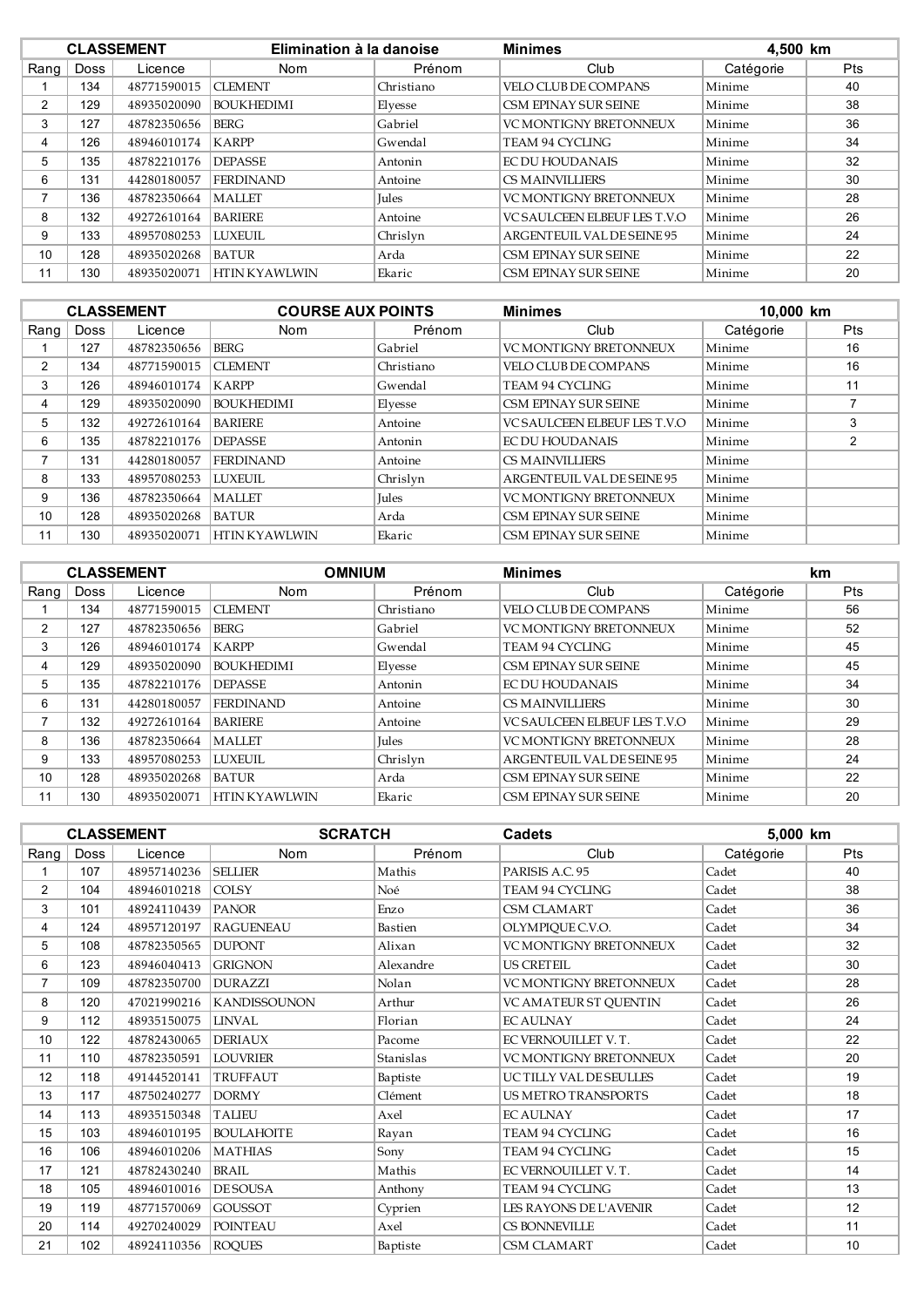| CLASSEMENT | | | Elimination à la danoise | | Minimes | | 4,500 km |
|---|---|---|---|---|---|---|---|
| Rang | Doss | Licence | Nom | Prénom | Club | Catégorie | Pts |
| 1 | 134 | 48771590015 | CLEMENT | Christiano | VELO CLUB DE COMPANS | Minime | 40 |
| 2 | 129 | 48935020090 | BOUKHEDIMI | Elyesse | CSM EPINAY SUR SEINE | Minime | 38 |
| 3 | 127 | 48782350656 | BERG | Gabriel | VC MONTIGNY BRETONNEUX | Minime | 36 |
| 4 | 126 | 48946010174 | KARPP | Gwendal | TEAM 94 CYCLING | Minime | 34 |
| 5 | 135 | 48782210176 | DEPASSE | Antonin | EC DU HOUDANAIS | Minime | 32 |
| 6 | 131 | 44280180057 | FERDINAND | Antoine | CS MAINVILLIERS | Minime | 30 |
| 7 | 136 | 48782350664 | MALLET | Jules | VC MONTIGNY BRETONNEUX | Minime | 28 |
| 8 | 132 | 49272610164 | BARIERE | Antoine | VC SAULCEEN ELBEUF LES T.V.O | Minime | 26 |
| 9 | 133 | 48957080253 | LUXEUIL | Chrislyn | ARGENTEUIL VAL DE SEINE 95 | Minime | 24 |
| 10 | 128 | 48935020268 | BATUR | Arda | CSM EPINAY SUR SEINE | Minime | 22 |
| 11 | 130 | 48935020071 | HTIN KYAWLWIN | Ekaric | CSM EPINAY SUR SEINE | Minime | 20 |

| CLASSEMENT | | | COURSE AUX POINTS | | Minimes | | 10,000 km |
|---|---|---|---|---|---|---|---|
| Rang | Doss | Licence | Nom | Prénom | Club | Catégorie | Pts |
| 1 | 127 | 48782350656 | BERG | Gabriel | VC MONTIGNY BRETONNEUX | Minime | 16 |
| 2 | 134 | 48771590015 | CLEMENT | Christiano | VELO CLUB DE COMPANS | Minime | 16 |
| 3 | 126 | 48946010174 | KARPP | Gwendal | TEAM 94 CYCLING | Minime | 11 |
| 4 | 129 | 48935020090 | BOUKHEDIMI | Elyesse | CSM EPINAY SUR SEINE | Minime | 7 |
| 5 | 132 | 49272610164 | BARIERE | Antoine | VC SAULCEEN ELBEUF LES T.V.O | Minime | 3 |
| 6 | 135 | 48782210176 | DEPASSE | Antonin | EC DU HOUDANAIS | Minime | 2 |
| 7 | 131 | 44280180057 | FERDINAND | Antoine | CS MAINVILLIERS | Minime | |
| 8 | 133 | 48957080253 | LUXEUIL | Chrislyn | ARGENTEUIL VAL DE SEINE 95 | Minime | |
| 9 | 136 | 48782350664 | MALLET | Jules | VC MONTIGNY BRETONNEUX | Minime | |
| 10 | 128 | 48935020268 | BATUR | Arda | CSM EPINAY SUR SEINE | Minime | |
| 11 | 130 | 48935020071 | HTIN KYAWLWIN | Ekaric | CSM EPINAY SUR SEINE | Minime | |

| CLASSEMENT | | | OMNIUM | | Minimes | | km |
|---|---|---|---|---|---|---|---|
| Rang | Doss | Licence | Nom | Prénom | Club | Catégorie | Pts |
| 1 | 134 | 48771590015 | CLEMENT | Christiano | VELO CLUB DE COMPANS | Minime | 56 |
| 2 | 127 | 48782350656 | BERG | Gabriel | VC MONTIGNY BRETONNEUX | Minime | 52 |
| 3 | 126 | 48946010174 | KARPP | Gwendal | TEAM 94 CYCLING | Minime | 45 |
| 4 | 129 | 48935020090 | BOUKHEDIMI | Elyesse | CSM EPINAY SUR SEINE | Minime | 45 |
| 5 | 135 | 48782210176 | DEPASSE | Antonin | EC DU HOUDANAIS | Minime | 34 |
| 6 | 131 | 44280180057 | FERDINAND | Antoine | CS MAINVILLIERS | Minime | 30 |
| 7 | 132 | 49272610164 | BARIERE | Antoine | VC SAULCEEN ELBEUF LES T.V.O | Minime | 29 |
| 8 | 136 | 48782350664 | MALLET | Jules | VC MONTIGNY BRETONNEUX | Minime | 28 |
| 9 | 133 | 48957080253 | LUXEUIL | Chrislyn | ARGENTEUIL VAL DE SEINE 95 | Minime | 24 |
| 10 | 128 | 48935020268 | BATUR | Arda | CSM EPINAY SUR SEINE | Minime | 22 |
| 11 | 130 | 48935020071 | HTIN KYAWLWIN | Ekaric | CSM EPINAY SUR SEINE | Minime | 20 |

| CLASSEMENT | | | SCRATCH | | Cadets | | 5,000 km |
|---|---|---|---|---|---|---|---|
| Rang | Doss | Licence | Nom | Prénom | Club | Catégorie | Pts |
| 1 | 107 | 48957140236 | SELLIER | Mathis | PARISIS A.C. 95 | Cadet | 40 |
| 2 | 104 | 48946010218 | COLSY | Noé | TEAM 94 CYCLING | Cadet | 38 |
| 3 | 101 | 48924110439 | PANOR | Enzo | CSM CLAMART | Cadet | 36 |
| 4 | 124 | 48957120197 | RAGUENEAU | Bastien | OLYMPIQUE C.V.O. | Cadet | 34 |
| 5 | 108 | 48782350565 | DUPONT | Alixan | VC MONTIGNY BRETONNEUX | Cadet | 32 |
| 6 | 123 | 48946040413 | GRIGNON | Alexandre | US CRETEIL | Cadet | 30 |
| 7 | 109 | 48782350700 | DURAZZI | Nolan | VC MONTIGNY BRETONNEUX | Cadet | 28 |
| 8 | 120 | 47021990216 | KANDISSOUNON | Arthur | VC AMATEUR ST QUENTIN | Cadet | 26 |
| 9 | 112 | 48935150075 | LINVAL | Florian | EC AULNAY | Cadet | 24 |
| 10 | 122 | 48782430065 | DERIAUX | Pacome | EC VERNOUILLET V. T. | Cadet | 22 |
| 11 | 110 | 48782350591 | LOUVRIER | Stanislas | VC MONTIGNY BRETONNEUX | Cadet | 20 |
| 12 | 118 | 49144520141 | TRUFFAUT | Baptiste | UC TILLY VAL DE SEULLES | Cadet | 19 |
| 13 | 117 | 48750240277 | DORMY | Clément | US METRO TRANSPORTS | Cadet | 18 |
| 14 | 113 | 48935150348 | TALIEU | Axel | EC AULNAY | Cadet | 17 |
| 15 | 103 | 48946010195 | BOULAHOITE | Rayan | TEAM 94 CYCLING | Cadet | 16 |
| 16 | 106 | 48946010206 | MATHIAS | Sony | TEAM 94 CYCLING | Cadet | 15 |
| 17 | 121 | 48782430240 | BRAIL | Mathis | EC VERNOUILLET V. T. | Cadet | 14 |
| 18 | 105 | 48946010016 | DE SOUSA | Anthony | TEAM 94 CYCLING | Cadet | 13 |
| 19 | 119 | 48771570069 | GOUSSOT | Cyprien | LES RAYONS DE L'AVENIR | Cadet | 12 |
| 20 | 114 | 49270240029 | POINTEAU | Axel | CS BONNEVILLE | Cadet | 11 |
| 21 | 102 | 48924110356 | ROQUES | Baptiste | CSM CLAMART | Cadet | 10 |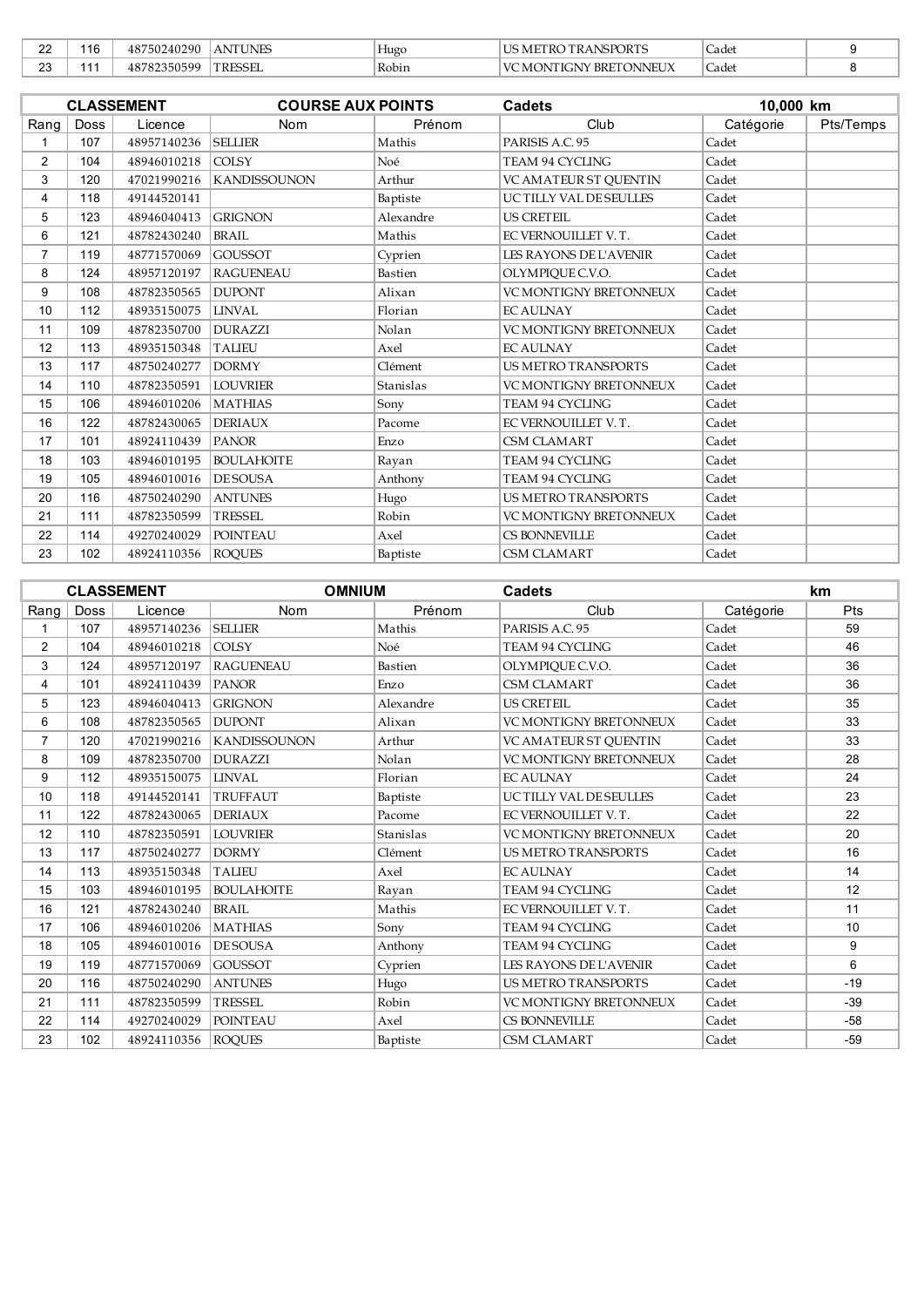| 22 | 116 | 48750240290 | ANTUNES | Hugo | US METRO TRANSPORTS | Cadet | 9 |
|---|---|---|---|---|---|---|---|
| 23 | 111 | 48782350599 | TRESSEL | Robin | VC MONTIGNY BRETONNEUX | Cadet | 8 |

| CLASSEMENT | | | COURSE AUX POINTS | | Cadets | 10,000 km | |
|---|---|---|---|---|---|---|---|
| Rang | Doss | Licence | Nom | Prénom | Club | Catégorie | Pts/Temps |
| 1 | 107 | 48957140236 | SELLIER | Mathis | PARISIS A.C. 95 | Cadet | |
| 2 | 104 | 48946010218 | COLSY | Noé | TEAM 94 CYCLING | Cadet | |
| 3 | 120 | 47021990216 | KANDISSOUNON | Arthur | VC AMATEUR ST QUENTIN | Cadet | |
| 4 | 118 | 49144520141 | | Baptiste | UC TILLY VAL DE SEULLES | Cadet | |
| 5 | 123 | 48946040413 | GRIGNON | Alexandre | US CRETEIL | Cadet | |
| 6 | 121 | 48782430240 | BRAIL | Mathis | EC VERNOUILLET V. T. | Cadet | |
| 7 | 119 | 48771570069 | GOUSSOT | Cyprien | LES RAYONS DE L'AVENIR | Cadet | |
| 8 | 124 | 48957120197 | RAGUENEAU | Bastien | OLYMPIQUE C.V.O. | Cadet | |
| 9 | 108 | 48782350565 | DUPONT | Alixan | VC MONTIGNY BRETONNEUX | Cadet | |
| 10 | 112 | 48935150075 | LINVAL | Florian | EC AULNAY | Cadet | |
| 11 | 109 | 48782350700 | DURAZZI | Nolan | VC MONTIGNY BRETONNEUX | Cadet | |
| 12 | 113 | 48935150348 | TALIEU | Axel | EC AULNAY | Cadet | |
| 13 | 117 | 48750240277 | DORMY | Clément | US METRO TRANSPORTS | Cadet | |
| 14 | 110 | 48782350591 | LOUVRIER | Stanislas | VC MONTIGNY BRETONNEUX | Cadet | |
| 15 | 106 | 48946010206 | MATHIAS | Sony | TEAM 94 CYCLING | Cadet | |
| 16 | 122 | 48782430065 | DERIAUX | Pacome | EC VERNOUILLET V. T. | Cadet | |
| 17 | 101 | 48924110439 | PANOR | Enzo | CSM CLAMART | Cadet | |
| 18 | 103 | 48946010195 | BOULAHOITE | Rayan | TEAM 94 CYCLING | Cadet | |
| 19 | 105 | 48946010016 | DE SOUSA | Anthony | TEAM 94 CYCLING | Cadet | |
| 20 | 116 | 48750240290 | ANTUNES | Hugo | US METRO TRANSPORTS | Cadet | |
| 21 | 111 | 48782350599 | TRESSEL | Robin | VC MONTIGNY BRETONNEUX | Cadet | |
| 22 | 114 | 49270240029 | POINTEAU | Axel | CS BONNEVILLE | Cadet | |
| 23 | 102 | 48924110356 | ROQUES | Baptiste | CSM CLAMART | Cadet | |

| CLASSEMENT | | | OMNIUM | | Cadets | | km |
|---|---|---|---|---|---|---|---|
| Rang | Doss | Licence | Nom | Prénom | Club | Catégorie | Pts |
| 1 | 107 | 48957140236 | SELLIER | Mathis | PARISIS A.C. 95 | Cadet | 59 |
| 2 | 104 | 48946010218 | COLSY | Noé | TEAM 94 CYCLING | Cadet | 46 |
| 3 | 124 | 48957120197 | RAGUENEAU | Bastien | OLYMPIQUE C.V.O. | Cadet | 36 |
| 4 | 101 | 48924110439 | PANOR | Enzo | CSM CLAMART | Cadet | 36 |
| 5 | 123 | 48946040413 | GRIGNON | Alexandre | US CRETEIL | Cadet | 35 |
| 6 | 108 | 48782350565 | DUPONT | Alixan | VC MONTIGNY BRETONNEUX | Cadet | 33 |
| 7 | 120 | 47021990216 | KANDISSOUNON | Arthur | VC AMATEUR ST QUENTIN | Cadet | 33 |
| 8 | 109 | 48782350700 | DURAZZI | Nolan | VC MONTIGNY BRETONNEUX | Cadet | 28 |
| 9 | 112 | 48935150075 | LINVAL | Florian | EC AULNAY | Cadet | 24 |
| 10 | 118 | 49144520141 | TRUFFAUT | Baptiste | UC TILLY VAL DE SEULLES | Cadet | 23 |
| 11 | 122 | 48782430065 | DERIAUX | Pacome | EC VERNOUILLET V. T. | Cadet | 22 |
| 12 | 110 | 48782350591 | LOUVRIER | Stanislas | VC MONTIGNY BRETONNEUX | Cadet | 20 |
| 13 | 117 | 48750240277 | DORMY | Clément | US METRO TRANSPORTS | Cadet | 16 |
| 14 | 113 | 48935150348 | TALIEU | Axel | EC AULNAY | Cadet | 14 |
| 15 | 103 | 48946010195 | BOULAHOITE | Rayan | TEAM 94 CYCLING | Cadet | 12 |
| 16 | 121 | 48782430240 | BRAIL | Mathis | EC VERNOUILLET V. T. | Cadet | 11 |
| 17 | 106 | 48946010206 | MATHIAS | Sony | TEAM 94 CYCLING | Cadet | 10 |
| 18 | 105 | 48946010016 | DE SOUSA | Anthony | TEAM 94 CYCLING | Cadet | 9 |
| 19 | 119 | 48771570069 | GOUSSOT | Cyprien | LES RAYONS DE L'AVENIR | Cadet | 6 |
| 20 | 116 | 48750240290 | ANTUNES | Hugo | US METRO TRANSPORTS | Cadet | -19 |
| 21 | 111 | 48782350599 | TRESSEL | Robin | VC MONTIGNY BRETONNEUX | Cadet | -39 |
| 22 | 114 | 49270240029 | POINTEAU | Axel | CS BONNEVILLE | Cadet | -58 |
| 23 | 102 | 48924110356 | ROQUES | Baptiste | CSM CLAMART | Cadet | -59 |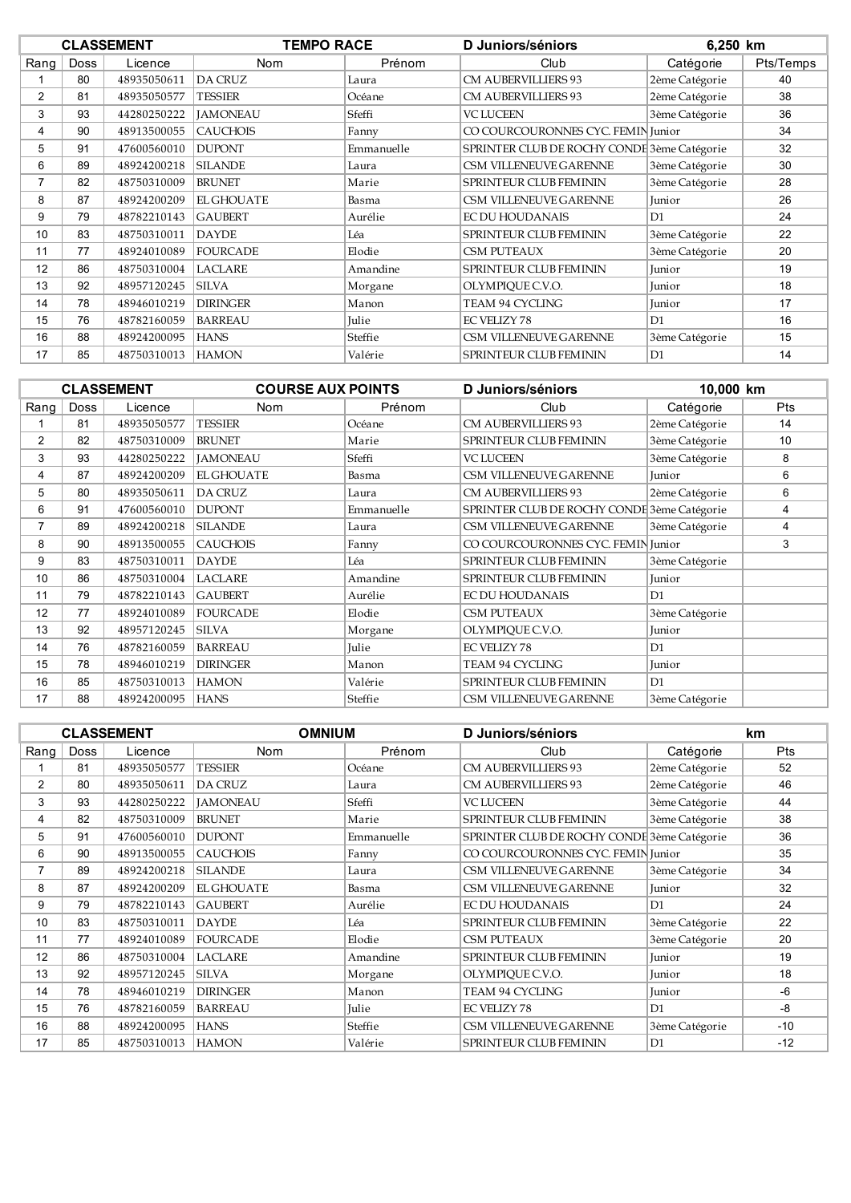| CLASSEMENT | | | TEMPO RACE | | D Juniors/séniors | 6,250 km | |
|---|---|---|---|---|---|---|---|
| Rang | Doss | Licence | Nom | Prénom | Club | Catégorie | Pts/Temps |
| 1 | 80 | 48935050611 | DA CRUZ | Laura | CM AUBERVILLIERS 93 | 2ème Catégorie | 40 |
| 2 | 81 | 48935050577 | TESSIER | Océane | CM AUBERVILLIERS 93 | 2ème Catégorie | 38 |
| 3 | 93 | 44280250222 | JAMONEAU | Sfeffi | VC LUCEEN | 3ème Catégorie | 36 |
| 4 | 90 | 48913500055 | CAUCHOIS | Fanny | CO COURCOURONNES CYC. FEMIN | Junior | 34 |
| 5 | 91 | 47600560010 | DUPONT | Emmanuelle | SPRINTER CLUB DE ROCHY CONDE | 3ème Catégorie | 32 |
| 6 | 89 | 48924200218 | SILANDE | Laura | CSM VILLENEUVE GARENNE | 3ème Catégorie | 30 |
| 7 | 82 | 48750310009 | BRUNET | Marie | SPRINTEUR CLUB FEMININ | 3ème Catégorie | 28 |
| 8 | 87 | 48924200209 | EL GHOUATE | Basma | CSM VILLENEUVE GARENNE | Junior | 26 |
| 9 | 79 | 48782210143 | GAUBERT | Aurélie | EC DU HOUDANAIS | D1 | 24 |
| 10 | 83 | 48750310011 | DAYDE | Léa | SPRINTEUR CLUB FEMININ | 3ème Catégorie | 22 |
| 11 | 77 | 48924010089 | FOURCADE | Elodie | CSM PUTEAUX | 3ème Catégorie | 20 |
| 12 | 86 | 48750310004 | LACLARE | Amandine | SPRINTEUR CLUB FEMININ | Junior | 19 |
| 13 | 92 | 48957120245 | SILVA | Morgane | OLYMPIQUE C.V.O. | Junior | 18 |
| 14 | 78 | 48946010219 | DIRINGER | Manon | TEAM 94 CYCLING | Junior | 17 |
| 15 | 76 | 48782160059 | BARREAU | Julie | EC VELIZY 78 | D1 | 16 |
| 16 | 88 | 48924200095 | HANS | Steffie | CSM VILLENEUVE GARENNE | 3ème Catégorie | 15 |
| 17 | 85 | 48750310013 | HAMON | Valérie | SPRINTEUR CLUB FEMININ | D1 | 14 |

| CLASSEMENT | | | COURSE AUX POINTS | | D Juniors/séniors | 10,000 km | |
|---|---|---|---|---|---|---|---|
| Rang | Doss | Licence | Nom | Prénom | Club | Catégorie | Pts |
| 1 | 81 | 48935050577 | TESSIER | Océane | CM AUBERVILLIERS 93 | 2ème Catégorie | 14 |
| 2 | 82 | 48750310009 | BRUNET | Marie | SPRINTEUR CLUB FEMININ | 3ème Catégorie | 10 |
| 3 | 93 | 44280250222 | JAMONEAU | Sfeffi | VC LUCEEN | 3ème Catégorie | 8 |
| 4 | 87 | 48924200209 | EL GHOUATE | Basma | CSM VILLENEUVE GARENNE | Junior | 6 |
| 5 | 80 | 48935050611 | DA CRUZ | Laura | CM AUBERVILLIERS 93 | 2ème Catégorie | 6 |
| 6 | 91 | 47600560010 | DUPONT | Emmanuelle | SPRINTER CLUB DE ROCHY CONDE | 3ème Catégorie | 4 |
| 7 | 89 | 48924200218 | SILANDE | Laura | CSM VILLENEUVE GARENNE | 3ème Catégorie | 4 |
| 8 | 90 | 48913500055 | CAUCHOIS | Fanny | CO COURCOURONNES CYC. FEMIN | Junior | 3 |
| 9 | 83 | 48750310011 | DAYDE | Léa | SPRINTEUR CLUB FEMININ | 3ème Catégorie | |
| 10 | 86 | 48750310004 | LACLARE | Amandine | SPRINTEUR CLUB FEMININ | Junior | |
| 11 | 79 | 48782210143 | GAUBERT | Aurélie | EC DU HOUDANAIS | D1 | |
| 12 | 77 | 48924010089 | FOURCADE | Elodie | CSM PUTEAUX | 3ème Catégorie | |
| 13 | 92 | 48957120245 | SILVA | Morgane | OLYMPIQUE C.V.O. | Junior | |
| 14 | 76 | 48782160059 | BARREAU | Julie | EC VELIZY 78 | D1 | |
| 15 | 78 | 48946010219 | DIRINGER | Manon | TEAM 94 CYCLING | Junior | |
| 16 | 85 | 48750310013 | HAMON | Valérie | SPRINTEUR CLUB FEMININ | D1 | |
| 17 | 88 | 48924200095 | HANS | Steffie | CSM VILLENEUVE GARENNE | 3ème Catégorie | |

| CLASSEMENT | | | OMNIUM | | D Juniors/séniors | km | |
|---|---|---|---|---|---|---|---|
| Rang | Doss | Licence | Nom | Prénom | Club | Catégorie | Pts |
| 1 | 81 | 48935050577 | TESSIER | Océane | CM AUBERVILLIERS 93 | 2ème Catégorie | 52 |
| 2 | 80 | 48935050611 | DA CRUZ | Laura | CM AUBERVILLIERS 93 | 2ème Catégorie | 46 |
| 3 | 93 | 44280250222 | JAMONEAU | Sfeffi | VC LUCEEN | 3ème Catégorie | 44 |
| 4 | 82 | 48750310009 | BRUNET | Marie | SPRINTEUR CLUB FEMININ | 3ème Catégorie | 38 |
| 5 | 91 | 47600560010 | DUPONT | Emmanuelle | SPRINTER CLUB DE ROCHY CONDE | 3ème Catégorie | 36 |
| 6 | 90 | 48913500055 | CAUCHOIS | Fanny | CO COURCOURONNES CYC. FEMIN | Junior | 35 |
| 7 | 89 | 48924200218 | SILANDE | Laura | CSM VILLENEUVE GARENNE | 3ème Catégorie | 34 |
| 8 | 87 | 48924200209 | EL GHOUATE | Basma | CSM VILLENEUVE GARENNE | Junior | 32 |
| 9 | 79 | 48782210143 | GAUBERT | Aurélie | EC DU HOUDANAIS | D1 | 24 |
| 10 | 83 | 48750310011 | DAYDE | Léa | SPRINTEUR CLUB FEMININ | 3ème Catégorie | 22 |
| 11 | 77 | 48924010089 | FOURCADE | Elodie | CSM PUTEAUX | 3ème Catégorie | 20 |
| 12 | 86 | 48750310004 | LACLARE | Amandine | SPRINTEUR CLUB FEMININ | Junior | 19 |
| 13 | 92 | 48957120245 | SILVA | Morgane | OLYMPIQUE C.V.O. | Junior | 18 |
| 14 | 78 | 48946010219 | DIRINGER | Manon | TEAM 94 CYCLING | Junior | -6 |
| 15 | 76 | 48782160059 | BARREAU | Julie | EC VELIZY 78 | D1 | -8 |
| 16 | 88 | 48924200095 | HANS | Steffie | CSM VILLENEUVE GARENNE | 3ème Catégorie | -10 |
| 17 | 85 | 48750310013 | HAMON | Valérie | SPRINTEUR CLUB FEMININ | D1 | -12 |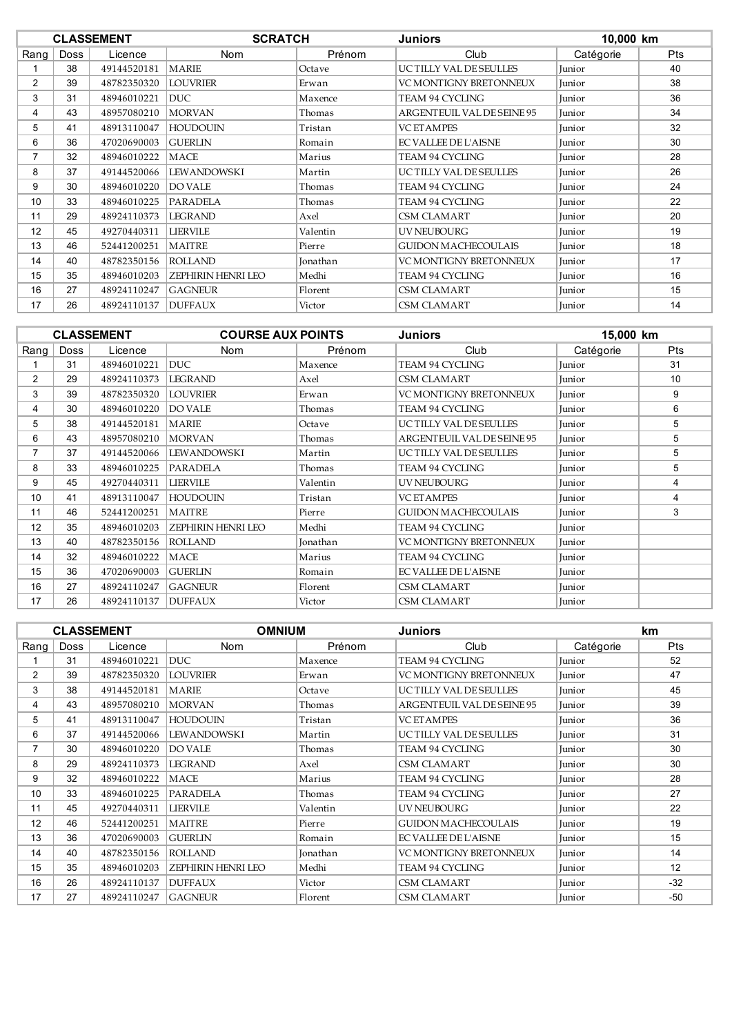| CLASSEMENT | | | SCRATCH | | Juniors | 10,000 km | |
|---|---|---|---|---|---|---|---|
| Rang | Doss | Licence | Nom | Prénom | Club | Catégorie | Pts |
| 1 | 38 | 49144520181 | MARIE | Octave | UC TILLY VAL DE SEULLES | Junior | 40 |
| 2 | 39 | 48782350320 | LOUVRIER | Erwan | VC MONTIGNY BRETONNEUX | Junior | 38 |
| 3 | 31 | 48946010221 | DUC | Maxence | TEAM 94 CYCLING | Junior | 36 |
| 4 | 43 | 48957080210 | MORVAN | Thomas | ARGENTEUIL VAL DE SEINE 95 | Junior | 34 |
| 5 | 41 | 48913110047 | HOUDOUIN | Tristan | VC ETAMPES | Junior | 32 |
| 6 | 36 | 47020690003 | GUERLIN | Romain | EC VALLEE DE L'AISNE | Junior | 30 |
| 7 | 32 | 48946010222 | MACE | Marius | TEAM 94 CYCLING | Junior | 28 |
| 8 | 37 | 49144520066 | LEWANDOWSKI | Martin | UC TILLY VAL DE SEULLES | Junior | 26 |
| 9 | 30 | 48946010220 | DO VALE | Thomas | TEAM 94 CYCLING | Junior | 24 |
| 10 | 33 | 48946010225 | PARADELA | Thomas | TEAM 94 CYCLING | Junior | 22 |
| 11 | 29 | 48924110373 | LEGRAND | Axel | CSM CLAMART | Junior | 20 |
| 12 | 45 | 49270440311 | LIERVILE | Valentin | UV NEUBOURG | Junior | 19 |
| 13 | 46 | 52441200251 | MAITRE | Pierre | GUIDON MACHECOULAIS | Junior | 18 |
| 14 | 40 | 48782350156 | ROLLAND | Jonathan | VC MONTIGNY BRETONNEUX | Junior | 17 |
| 15 | 35 | 48946010203 | ZEPHIRIN HENRI LEO | Medhi | TEAM 94 CYCLING | Junior | 16 |
| 16 | 27 | 48924110247 | GAGNEUR | Florent | CSM CLAMART | Junior | 15 |
| 17 | 26 | 48924110137 | DUFFAUX | Victor | CSM CLAMART | Junior | 14 |

| CLASSEMENT | | | COURSE AUX POINTS | | Juniors | 15,000 km | |
|---|---|---|---|---|---|---|---|
| Rang | Doss | Licence | Nom | Prénom | Club | Catégorie | Pts |
| 1 | 31 | 48946010221 | DUC | Maxence | TEAM 94 CYCLING | Junior | 31 |
| 2 | 29 | 48924110373 | LEGRAND | Axel | CSM CLAMART | Junior | 10 |
| 3 | 39 | 48782350320 | LOUVRIER | Erwan | VC MONTIGNY BRETONNEUX | Junior | 9 |
| 4 | 30 | 48946010220 | DO VALE | Thomas | TEAM 94 CYCLING | Junior | 6 |
| 5 | 38 | 49144520181 | MARIE | Octave | UC TILLY VAL DE SEULLES | Junior | 5 |
| 6 | 43 | 48957080210 | MORVAN | Thomas | ARGENTEUIL VAL DE SEINE 95 | Junior | 5 |
| 7 | 37 | 49144520066 | LEWANDOWSKI | Martin | UC TILLY VAL DE SEULLES | Junior | 5 |
| 8 | 33 | 48946010225 | PARADELA | Thomas | TEAM 94 CYCLING | Junior | 5 |
| 9 | 45 | 49270440311 | LIERVILE | Valentin | UV NEUBOURG | Junior | 4 |
| 10 | 41 | 48913110047 | HOUDOUIN | Tristan | VC ETAMPES | Junior | 4 |
| 11 | 46 | 52441200251 | MAITRE | Pierre | GUIDON MACHECOULAIS | Junior | 3 |
| 12 | 35 | 48946010203 | ZEPHIRIN HENRI LEO | Medhi | TEAM 94 CYCLING | Junior | |
| 13 | 40 | 48782350156 | ROLLAND | Jonathan | VC MONTIGNY BRETONNEUX | Junior | |
| 14 | 32 | 48946010222 | MACE | Marius | TEAM 94 CYCLING | Junior | |
| 15 | 36 | 47020690003 | GUERLIN | Romain | EC VALLEE DE L'AISNE | Junior | |
| 16 | 27 | 48924110247 | GAGNEUR | Florent | CSM CLAMART | Junior | |
| 17 | 26 | 48924110137 | DUFFAUX | Victor | CSM CLAMART | Junior | |

| CLASSEMENT | | | OMNIUM | | Juniors | km | |
|---|---|---|---|---|---|---|---|
| Rang | Doss | Licence | Nom | Prénom | Club | Catégorie | Pts |
| 1 | 31 | 48946010221 | DUC | Maxence | TEAM 94 CYCLING | Junior | 52 |
| 2 | 39 | 48782350320 | LOUVRIER | Erwan | VC MONTIGNY BRETONNEUX | Junior | 47 |
| 3 | 38 | 49144520181 | MARIE | Octave | UC TILLY VAL DE SEULLES | Junior | 45 |
| 4 | 43 | 48957080210 | MORVAN | Thomas | ARGENTEUIL VAL DE SEINE 95 | Junior | 39 |
| 5 | 41 | 48913110047 | HOUDOUIN | Tristan | VC ETAMPES | Junior | 36 |
| 6 | 37 | 49144520066 | LEWANDOWSKI | Martin | UC TILLY VAL DE SEULLES | Junior | 31 |
| 7 | 30 | 48946010220 | DO VALE | Thomas | TEAM 94 CYCLING | Junior | 30 |
| 8 | 29 | 48924110373 | LEGRAND | Axel | CSM CLAMART | Junior | 30 |
| 9 | 32 | 48946010222 | MACE | Marius | TEAM 94 CYCLING | Junior | 28 |
| 10 | 33 | 48946010225 | PARADELA | Thomas | TEAM 94 CYCLING | Junior | 27 |
| 11 | 45 | 49270440311 | LIERVILE | Valentin | UV NEUBOURG | Junior | 22 |
| 12 | 46 | 52441200251 | MAITRE | Pierre | GUIDON MACHECOULAIS | Junior | 19 |
| 13 | 36 | 47020690003 | GUERLIN | Romain | EC VALLEE DE L'AISNE | Junior | 15 |
| 14 | 40 | 48782350156 | ROLLAND | Jonathan | VC MONTIGNY BRETONNEUX | Junior | 14 |
| 15 | 35 | 48946010203 | ZEPHIRIN HENRI LEO | Medhi | TEAM 94 CYCLING | Junior | 12 |
| 16 | 26 | 48924110137 | DUFFAUX | Victor | CSM CLAMART | Junior | -32 |
| 17 | 27 | 48924110247 | GAGNEUR | Florent | CSM CLAMART | Junior | -50 |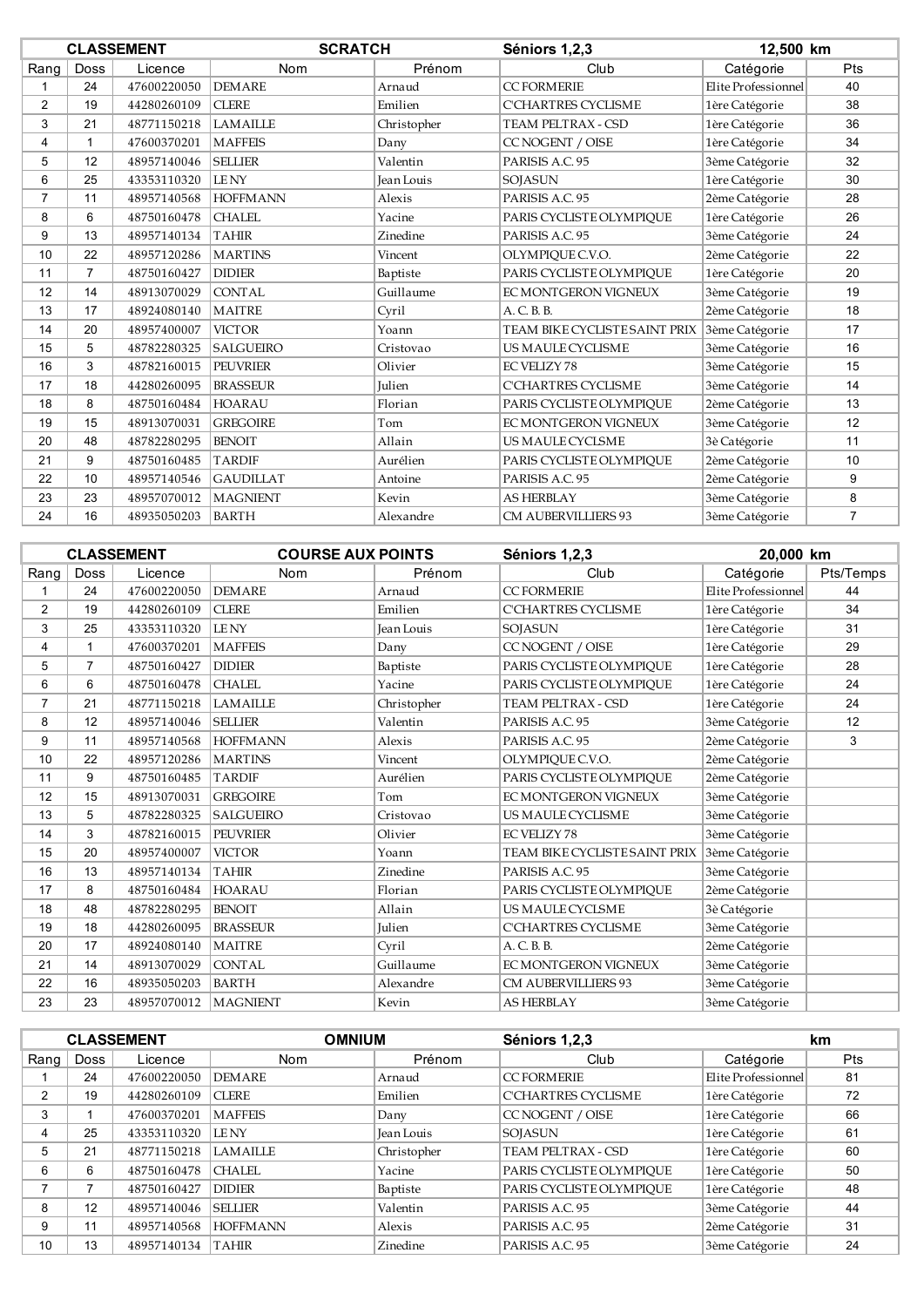| CLASSEMENT | | | SCRATCH | | Séniors 1,2,3 | 12,500 km | |
|---|---|---|---|---|---|---|---|
| Rang | Doss | Licence | Nom | Prénom | Club | Catégorie | Pts |
| 1 | 24 | 47600220050 | DEMARE | Arnaud | CC FORMERIE | Elite Professionnel | 40 |
| 2 | 19 | 44280260109 | CLERE | Emilien | C'CHARTRES CYCLISME | 1ère Catégorie | 38 |
| 3 | 21 | 48771150218 | LAMAILLE | Christopher | TEAM PELTRAX - CSD | 1ère Catégorie | 36 |
| 4 | 1 | 47600370201 | MAFFEIS | Dany | CC NOGENT / OISE | 1ère Catégorie | 34 |
| 5 | 12 | 48957140046 | SELLIER | Valentin | PARISIS A.C. 95 | 3ème Catégorie | 32 |
| 6 | 25 | 43353110320 | LE NY | Jean Louis | SOJASUN | 1ère Catégorie | 30 |
| 7 | 11 | 48957140568 | HOFFMANN | Alexis | PARISIS A.C. 95 | 2ème Catégorie | 28 |
| 8 | 6 | 48750160478 | CHALEL | Yacine | PARIS CYCLISTE OLYMPIQUE | 1ère Catégorie | 26 |
| 9 | 13 | 48957140134 | TAHIR | Zinedine | PARISIS A.C. 95 | 3ème Catégorie | 24 |
| 10 | 22 | 48957120286 | MARTINS | Vincent | OLYMPIQUE C.V.O. | 2ème Catégorie | 22 |
| 11 | 7 | 48750160427 | DIDIER | Baptiste | PARIS CYCLISTE OLYMPIQUE | 1ère Catégorie | 20 |
| 12 | 14 | 48913070029 | CONTAL | Guillaume | EC MONTGERON VIGNEUX | 3ème Catégorie | 19 |
| 13 | 17 | 48924080140 | MAITRE | Cyril | A. C. B. B. | 2ème Catégorie | 18 |
| 14 | 20 | 48957400007 | VICTOR | Yoann | TEAM BIKE CYCLISTE SAINT PRIX | 3ème Catégorie | 17 |
| 15 | 5 | 48782280325 | SALGUEIRO | Cristovao | US MAULE CYCLISME | 3ème Catégorie | 16 |
| 16 | 3 | 48782160015 | PEUVRIER | Olivier | EC VELIZY 78 | 3ème Catégorie | 15 |
| 17 | 18 | 44280260095 | BRASSEUR | Julien | C'CHARTRES CYCLISME | 3ème Catégorie | 14 |
| 18 | 8 | 48750160484 | HOARAU | Florian | PARIS CYCLISTE OLYMPIQUE | 2ème Catégorie | 13 |
| 19 | 15 | 48913070031 | GREGOIRE | Tom | EC MONTGERON VIGNEUX | 3ème Catégorie | 12 |
| 20 | 48 | 48782280295 | BENOIT | Allain | US MAULE CYCLSME | 3è Catégorie | 11 |
| 21 | 9 | 48750160485 | TARDIF | Aurélien | PARIS CYCLISTE OLYMPIQUE | 2ème Catégorie | 10 |
| 22 | 10 | 48957140546 | GAUDILLAT | Antoine | PARISIS A.C. 95 | 2ème Catégorie | 9 |
| 23 | 23 | 48957070012 | MAGNIENT | Kevin | AS HERBLAY | 3ème Catégorie | 8 |
| 24 | 16 | 48935050203 | BARTH | Alexandre | CM AUBERVILLIERS 93 | 3ème Catégorie | 7 |

| CLASSEMENT | | | COURSE AUX POINTS | | Séniors 1,2,3 | 20,000 km | |
|---|---|---|---|---|---|---|---|
| Rang | Doss | Licence | Nom | Prénom | Club | Catégorie | Pts/Temps |
| 1 | 24 | 47600220050 | DEMARE | Arnaud | CC FORMERIE | Elite Professionnel | 44 |
| 2 | 19 | 44280260109 | CLERE | Emilien | C'CHARTRES CYCLISME | 1ère Catégorie | 34 |
| 3 | 25 | 43353110320 | LE NY | Jean Louis | SOJASUN | 1ère Catégorie | 31 |
| 4 | 1 | 47600370201 | MAFFEIS | Dany | CC NOGENT / OISE | 1ère Catégorie | 29 |
| 5 | 7 | 48750160427 | DIDIER | Baptiste | PARIS CYCLISTE OLYMPIQUE | 1ère Catégorie | 28 |
| 6 | 6 | 48750160478 | CHALEL | Yacine | PARIS CYCLISTE OLYMPIQUE | 1ère Catégorie | 24 |
| 7 | 21 | 48771150218 | LAMAILLE | Christopher | TEAM PELTRAX - CSD | 1ère Catégorie | 24 |
| 8 | 12 | 48957140046 | SELLIER | Valentin | PARISIS A.C. 95 | 3ème Catégorie | 12 |
| 9 | 11 | 48957140568 | HOFFMANN | Alexis | PARISIS A.C. 95 | 2ème Catégorie | 3 |
| 10 | 22 | 48957120286 | MARTINS | Vincent | OLYMPIQUE C.V.O. | 2ème Catégorie | |
| 11 | 9 | 48750160485 | TARDIF | Aurélien | PARIS CYCLISTE OLYMPIQUE | 2ème Catégorie | |
| 12 | 15 | 48913070031 | GREGOIRE | Tom | EC MONTGERON VIGNEUX | 3ème Catégorie | |
| 13 | 5 | 48782280325 | SALGUEIRO | Cristovao | US MAULE CYCLISME | 3ème Catégorie | |
| 14 | 3 | 48782160015 | PEUVRIER | Olivier | EC VELIZY 78 | 3ème Catégorie | |
| 15 | 20 | 48957400007 | VICTOR | Yoann | TEAM BIKE CYCLISTE SAINT PRIX | 3ème Catégorie | |
| 16 | 13 | 48957140134 | TAHIR | Zinedine | PARISIS A.C. 95 | 3ème Catégorie | |
| 17 | 8 | 48750160484 | HOARAU | Florian | PARIS CYCLISTE OLYMPIQUE | 2ème Catégorie | |
| 18 | 48 | 48782280295 | BENOIT | Allain | US MAULE CYCLSME | 3è Catégorie | |
| 19 | 18 | 44280260095 | BRASSEUR | Julien | C'CHARTRES CYCLISME | 3ème Catégorie | |
| 20 | 17 | 48924080140 | MAITRE | Cyril | A. C. B. B. | 2ème Catégorie | |
| 21 | 14 | 48913070029 | CONTAL | Guillaume | EC MONTGERON VIGNEUX | 3ème Catégorie | |
| 22 | 16 | 48935050203 | BARTH | Alexandre | CM AUBERVILLIERS 93 | 3ème Catégorie | |
| 23 | 23 | 48957070012 | MAGNIENT | Kevin | AS HERBLAY | 3ème Catégorie | |

| CLASSEMENT | | | OMNIUM | | Séniors 1,2,3 | km | |
|---|---|---|---|---|---|---|---|
| Rang | Doss | Licence | Nom | Prénom | Club | Catégorie | Pts |
| 1 | 24 | 47600220050 | DEMARE | Arnaud | CC FORMERIE | Elite Professionnel | 81 |
| 2 | 19 | 44280260109 | CLERE | Emilien | C'CHARTRES CYCLISME | 1ère Catégorie | 72 |
| 3 | 1 | 47600370201 | MAFFEIS | Dany | CC NOGENT / OISE | 1ère Catégorie | 66 |
| 4 | 25 | 43353110320 | LE NY | Jean Louis | SOJASUN | 1ère Catégorie | 61 |
| 5 | 21 | 48771150218 | LAMAILLE | Christopher | TEAM PELTRAX - CSD | 1ère Catégorie | 60 |
| 6 | 6 | 48750160478 | CHALEL | Yacine | PARIS CYCLISTE OLYMPIQUE | 1ère Catégorie | 50 |
| 7 | 7 | 48750160427 | DIDIER | Baptiste | PARIS CYCLISTE OLYMPIQUE | 1ère Catégorie | 48 |
| 8 | 12 | 48957140046 | SELLIER | Valentin | PARISIS A.C. 95 | 3ème Catégorie | 44 |
| 9 | 11 | 48957140568 | HOFFMANN | Alexis | PARISIS A.C. 95 | 2ème Catégorie | 31 |
| 10 | 13 | 48957140134 | TAHIR | Zinedine | PARISIS A.C. 95 | 3ème Catégorie | 24 |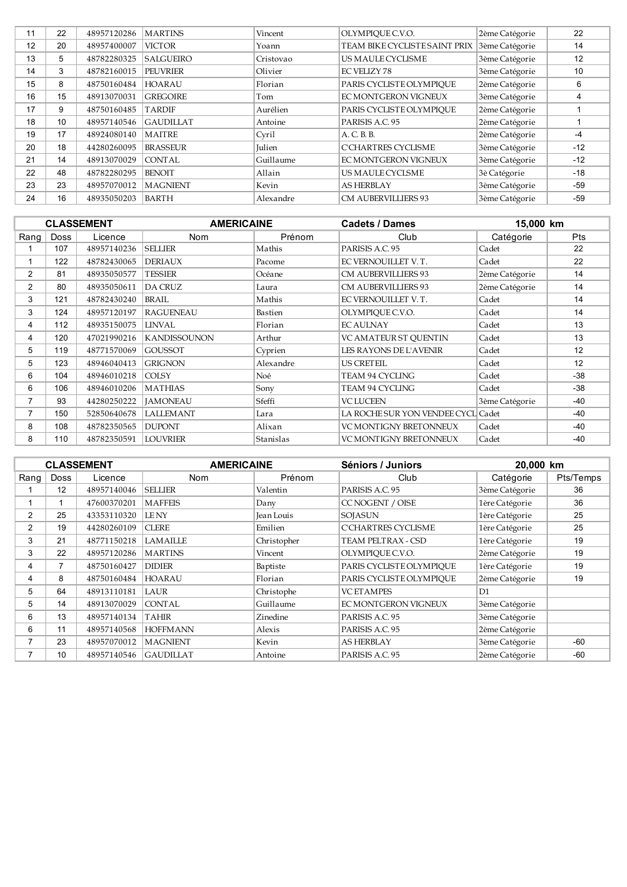| | | | | | | | |
|---|---|---|---|---|---|---|---|
| 11 | 22 | 48957120286 | MARTINS | Vincent | OLYMPIQUE C.V.O. | 2ème Catégorie | 22 |
| 12 | 20 | 48957400007 | VICTOR | Yoann | TEAM BIKE CYCLISTE SAINT PRIX | 3ème Catégorie | 14 |
| 13 | 5 | 48782280325 | SALGUEIRO | Cristovao | US MAULE CYCLISME | 3ème Catégorie | 12 |
| 14 | 3 | 48782160015 | PEUVRIER | Olivier | EC VELIZY 78 | 3ème Catégorie | 10 |
| 15 | 8 | 48750160484 | HOARAU | Florian | PARIS CYCLISTE OLYMPIQUE | 2ème Catégorie | 6 |
| 16 | 15 | 48913070031 | GREGOIRE | Tom | EC MONTGERON VIGNEUX | 3ème Catégorie | 4 |
| 17 | 9 | 48750160485 | TARDIF | Aurélien | PARIS CYCLISTE OLYMPIQUE | 2ème Catégorie | 1 |
| 18 | 10 | 48957140546 | GAUDILLAT | Antoine | PARISIS A.C. 95 | 2ème Catégorie | 1 |
| 19 | 17 | 48924080140 | MAITRE | Cyril | A. C. B. B. | 2ème Catégorie | -4 |
| 20 | 18 | 44280260095 | BRASSEUR | Julien | C'CHARTRES CYCLISME | 3ème Catégorie | -12 |
| 21 | 14 | 48913070029 | CONTAL | Guillaume | EC MONTGERON VIGNEUX | 3ème Catégorie | -12 |
| 22 | 48 | 48782280295 | BENOIT | Allain | US MAULE CYCLSME | 3è Catégorie | -18 |
| 23 | 23 | 48957070012 | MAGNIENT | Kevin | AS HERBLAY | 3ème Catégorie | -59 |
| 24 | 16 | 48935050203 | BARTH | Alexandre | CM AUBERVILLIERS 93 | 3ème Catégorie | -59 |

| CLASSEMENT | | | AMERICAINE | | Cadets / Dames | 15,000 km | |
|---|---|---|---|---|---|---|---|
| Rang | Doss | Licence | Nom | Prénom | Club | Catégorie | Pts |
| 1 | 107 | 48957140236 | SELLIER | Mathis | PARISIS A.C. 95 | Cadet | 22 |
| 1 | 122 | 48782430065 | DERIAUX | Pacome | EC VERNOUILLET V. T. | Cadet | 22 |
| 2 | 81 | 48935050577 | TESSIER | Océane | CM AUBERVILLIERS 93 | 2ème Catégorie | 14 |
| 2 | 80 | 48935050611 | DA CRUZ | Laura | CM AUBERVILLIERS 93 | 2ème Catégorie | 14 |
| 3 | 121 | 48782430240 | BRAIL | Mathis | EC VERNOUILLET V. T. | Cadet | 14 |
| 3 | 124 | 48957120197 | RAGUENEAU | Bastien | OLYMPIQUE C.V.O. | Cadet | 14 |
| 4 | 112 | 48935150075 | LINVAL | Florian | EC AULNAY | Cadet | 13 |
| 4 | 120 | 47021990216 | KANDISSOUNON | Arthur | VC AMATEUR ST QUENTIN | Cadet | 13 |
| 5 | 119 | 48771570069 | GOUSSOT | Cyprien | LES RAYONS DE L'AVENIR | Cadet | 12 |
| 5 | 123 | 48946040413 | GRIGNON | Alexandre | US CRETEIL | Cadet | 12 |
| 6 | 104 | 48946010218 | COLSY | Noé | TEAM 94 CYCLING | Cadet | -38 |
| 6 | 106 | 48946010206 | MATHIAS | Sony | TEAM 94 CYCLING | Cadet | -38 |
| 7 | 93 | 44280250222 | JAMONEAU | Sfeffi | VC LUCEEN | 3ème Catégorie | -40 |
| 7 | 150 | 52850640678 | LALLEMANT | Lara | LA ROCHE SUR YON VENDEE CYCL | Cadet | -40 |
| 8 | 108 | 48782350565 | DUPONT | Alixan | VC MONTIGNY BRETONNEUX | Cadet | -40 |
| 8 | 110 | 48782350591 | LOUVRIER | Stanislas | VC MONTIGNY BRETONNEUX | Cadet | -40 |

| CLASSEMENT | | | AMERICAINE | | Séniors / Juniors | 20,000 km | |
|---|---|---|---|---|---|---|---|
| Rang | Doss | Licence | Nom | Prénom | Club | Catégorie | Pts/Temps |
| 1 | 12 | 48957140046 | SELLIER | Valentin | PARISIS A.C. 95 | 3ème Catégorie | 36 |
| 1 | 1 | 47600370201 | MAFFEIS | Dany | CC NOGENT / OISE | 1ère Catégorie | 36 |
| 2 | 25 | 43353110320 | LE NY | Jean Louis | SOJASUN | 1ère Catégorie | 25 |
| 2 | 19 | 44280260109 | CLERE | Emilien | C'CHARTRES CYCLISME | 1ère Catégorie | 25 |
| 3 | 21 | 48771150218 | LAMAILLE | Christopher | TEAM PELTRAX - CSD | 1ère Catégorie | 19 |
| 3 | 22 | 48957120286 | MARTINS | Vincent | OLYMPIQUE C.V.O. | 2ème Catégorie | 19 |
| 4 | 7 | 48750160427 | DIDIER | Baptiste | PARIS CYCLISTE OLYMPIQUE | 1ère Catégorie | 19 |
| 4 | 8 | 48750160484 | HOARAU | Florian | PARIS CYCLISTE OLYMPIQUE | 2ème Catégorie | 19 |
| 5 | 64 | 48913110181 | LAUR | Christophe | VC ETAMPES | D1 | |
| 5 | 14 | 48913070029 | CONTAL | Guillaume | EC MONTGERON VIGNEUX | 3ème Catégorie | |
| 6 | 13 | 48957140134 | TAHIR | Zinedine | PARISIS A.C. 95 | 3ème Catégorie | |
| 6 | 11 | 48957140568 | HOFFMANN | Alexis | PARISIS A.C. 95 | 2ème Catégorie | |
| 7 | 23 | 48957070012 | MAGNIENT | Kevin | AS HERBLAY | 3ème Catégorie | -60 |
| 7 | 10 | 48957140546 | GAUDILLAT | Antoine | PARISIS A.C. 95 | 2ème Catégorie | -60 |